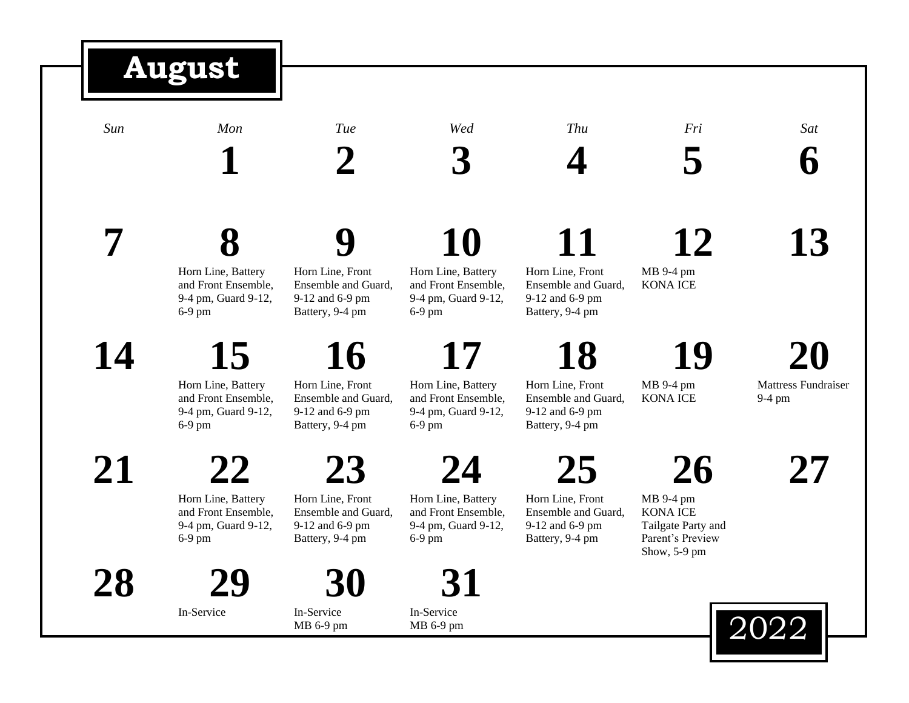# August 2022

| Sun | Mon | Tue | Wed | Thu | Fri | Sat |
|---|---|---|---|---|---|---|
| | **1** | **2** | **3** | **4** | **5** | **6** |
| **7** | **8** Horn Line, Battery and Front Ensemble, 9-4 pm, Guard 9-12, 6-9 pm | **9** Horn Line, Front Ensemble and Guard, 9-12 and 6-9 pm Battery, 9-4 pm | **10** Horn Line, Battery and Front Ensemble, 9-4 pm, Guard 9-12, 6-9 pm | **11** Horn Line, Front Ensemble and Guard, 9-12 and 6-9 pm Battery, 9-4 pm | **12** MB 9-4 pm KONA ICE | **13** |
| **14** | **15** Horn Line, Battery and Front Ensemble, 9-4 pm, Guard 9-12, 6-9 pm | **16** Horn Line, Front Ensemble and Guard, 9-12 and 6-9 pm Battery, 9-4 pm | **17** Horn Line, Battery and Front Ensemble, 9-4 pm, Guard 9-12, 6-9 pm | **18** Horn Line, Front Ensemble and Guard, 9-12 and 6-9 pm Battery, 9-4 pm | **19** MB 9-4 pm KONA ICE | **20** Mattress Fundraiser 9-4 pm |
| **21** | **22** Horn Line, Battery and Front Ensemble, 9-4 pm, Guard 9-12, 6-9 pm | **23** Horn Line, Front Ensemble and Guard, 9-12 and 6-9 pm Battery, 9-4 pm | **24** Horn Line, Battery and Front Ensemble, 9-4 pm, Guard 9-12, 6-9 pm | **25** Horn Line, Front Ensemble and Guard, 9-12 and 6-9 pm Battery, 9-4 pm | **26** MB 9-4 pm KONA ICE Tailgate Party and Parent's Preview Show, 5-9 pm | **27** |
| **28** | **29** In-Service | **30** In-Service MB 6-9 pm | **31** In-Service MB 6-9 pm | | | |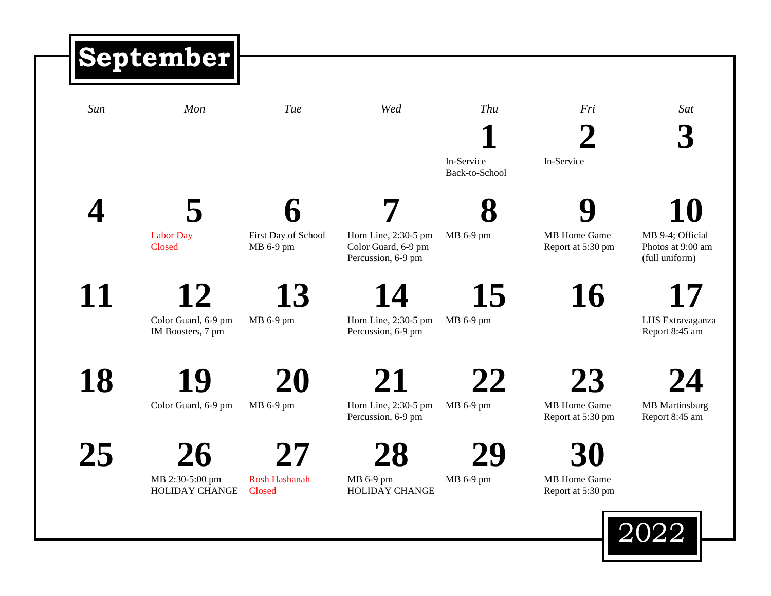# September

## 2022

| Sun | Mon | Tue | Wed | Thu | Fri | Sat |
|---|---|---|---|---|---|---|
| | | | | **1**<br>In-Service<br>Back-to-School | **2**<br>In-Service | **3** |
| **4** | **5**<br>Labor Day<br>Closed | **6**<br>First Day of School<br>MB 6-9 pm | **7**<br>Horn Line, 2:30-5 pm<br>Color Guard, 6-9 pm<br>Percussion, 6-9 pm | **8**<br>MB 6-9 pm | **9**<br>MB Home Game<br>Report at 5:30 pm | **10**<br>MB 9-4; Official Photos at 9:00 am (full uniform) |
| **11** | **12**<br>Color Guard, 6-9 pm<br>IM Boosters, 7 pm | **13**<br>MB 6-9 pm | **14**<br>Horn Line, 2:30-5 pm<br>Percussion, 6-9 pm | **15**<br>MB 6-9 pm | **16** | **17**<br>LHS Extravaganza<br>Report 8:45 am |
| **18** | **19**<br>Color Guard, 6-9 pm | **20**<br>MB 6-9 pm | **21**<br>Horn Line, 2:30-5 pm<br>Percussion, 6-9 pm | **22**<br>MB 6-9 pm | **23**<br>MB Home Game<br>Report at 5:30 pm | **24**<br>MB Martinsburg<br>Report 8:45 am |
| **25** | **26**<br>MB 2:30-5:00 pm<br>HOLIDAY CHANGE | **27**<br>Rosh Hashanah<br>Closed | **28**<br>MB 6-9 pm<br>HOLIDAY CHANGE | **29**<br>MB 6-9 pm | **30**<br>MB Home Game<br>Report at 5:30 pm | |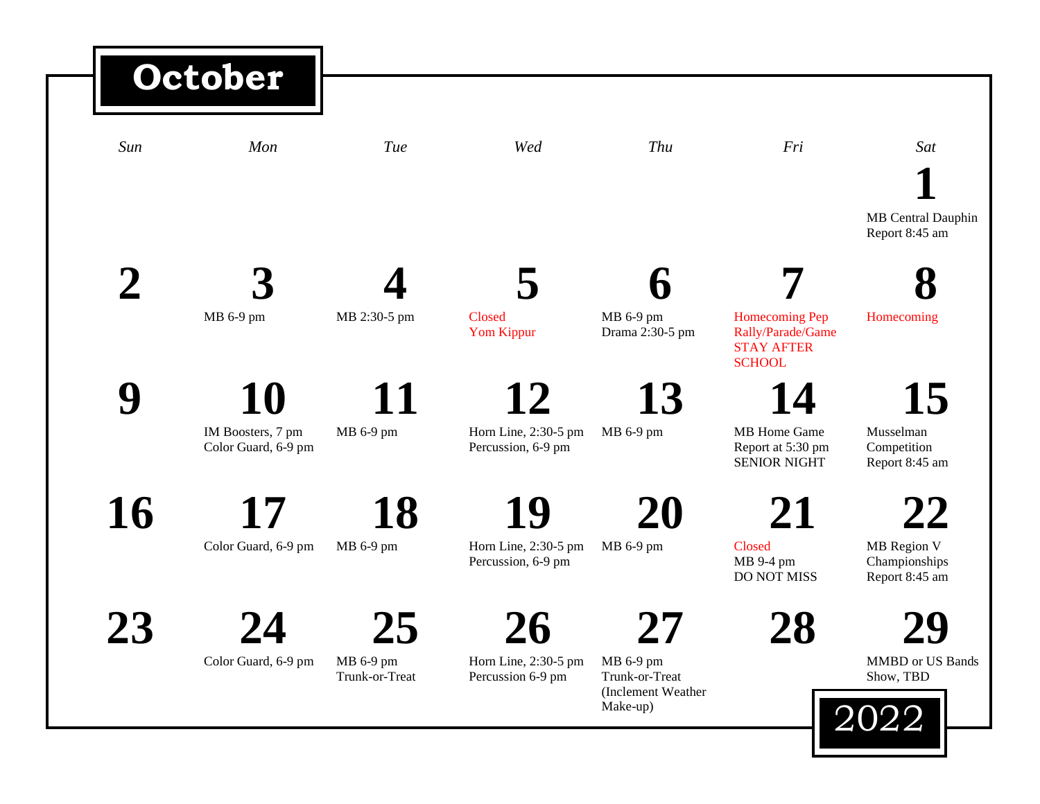# October 2022

| Sun | Mon | Tue | Wed | Thu | Fri | Sat |
|---|---|---|---|---|---|---|
| | | | | | | **1**<br>MB Central Dauphin<br>Report 8:45 am |
| **2** | **3**<br>MB 6-9 pm | **4**<br>MB 2:30-5 pm | **5**<br>Closed<br>Yom Kippur | **6**<br>MB 6-9 pm<br>Drama 2:30-5 pm | **7**<br>Homecoming Pep Rally/Parade/Game<br>STAY AFTER SCHOOL | **8**<br>Homecoming |
| **9** | **10**<br>IM Boosters, 7 pm<br>Color Guard, 6-9 pm | **11**<br>MB 6-9 pm | **12**<br>Horn Line, 2:30-5 pm<br>Percussion, 6-9 pm | **13**<br>MB 6-9 pm | **14**<br>MB Home Game<br>Report at 5:30 pm<br>SENIOR NIGHT | **15**<br>Musselman Competition<br>Report 8:45 am |
| **16** | **17**<br>Color Guard, 6-9 pm | **18**<br>MB 6-9 pm | **19**<br>Horn Line, 2:30-5 pm<br>Percussion, 6-9 pm | **20**<br>MB 6-9 pm | **21**<br>Closed<br>MB 9-4 pm<br>DO NOT MISS | **22**<br>MB Region V Championships<br>Report 8:45 am |
| **23** | **24**<br>Color Guard, 6-9 pm | **25**<br>MB 6-9 pm<br>Trunk-or-Treat | **26**<br>Horn Line, 2:30-5 pm<br>Percussion 6-9 pm | **27**<br>MB 6-9 pm<br>Trunk-or-Treat<br>(Inclement Weather Make-up) | **28** | **29**<br>MMBD or US Bands Show, TBD |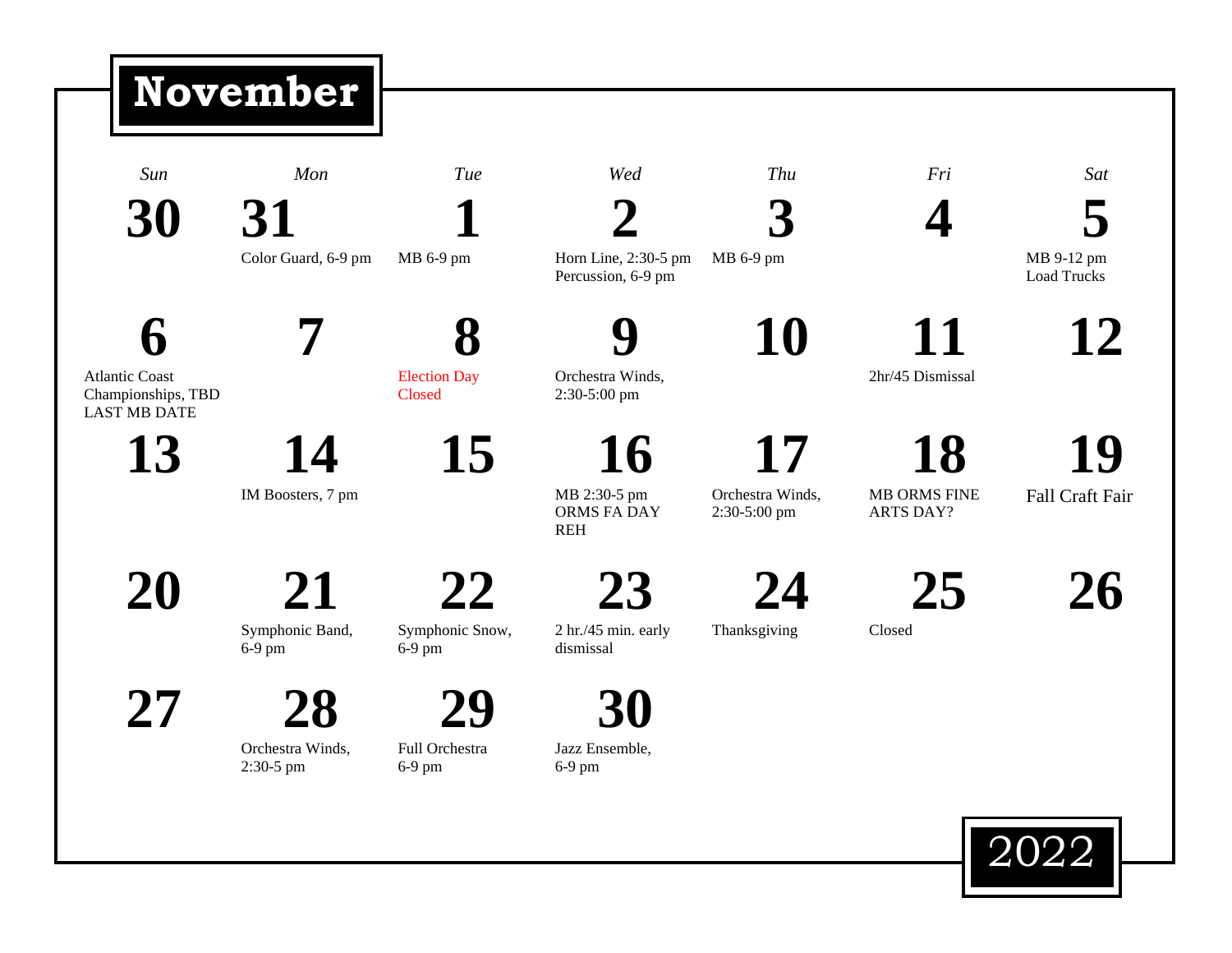# November

| Sun | Mon | Tue | Wed | Thu | Fri | Sat |
| --- | --- | --- | --- | --- | --- | --- |
| **30** | **31** Color Guard, 6-9 pm | **1** MB 6-9 pm | **2** Horn Line, 2:30-5 pm Percussion, 6-9 pm | **3** MB 6-9 pm | **4** | **5** MB 9-12 pm Load Trucks |
| **6** Atlantic Coast Championships, TBD LAST MB DATE | **7** | **8** Election Day Closed | **9** Orchestra Winds, 2:30-5:00 pm | **10** | **11** 2hr/45 Dismissal | **12** |
| **13** | **14** IM Boosters, 7 pm | **15** | **16** MB 2:30-5 pm ORMS FA DAY REH | **17** Orchestra Winds, 2:30-5:00 pm | **18** MB ORMS FINE ARTS DAY? | **19** Fall Craft Fair |
| **20** | **21** Symphonic Band, 6-9 pm | **22** Symphonic Snow, 6-9 pm | **23** 2 hr./45 min. early dismissal | **24** Thanksgiving | **25** Closed | **26** |
| **27** | **28** Orchestra Winds, 2:30-5 pm | **29** Full Orchestra 6-9 pm | **30** Jazz Ensemble, 6-9 pm | | | |

2022